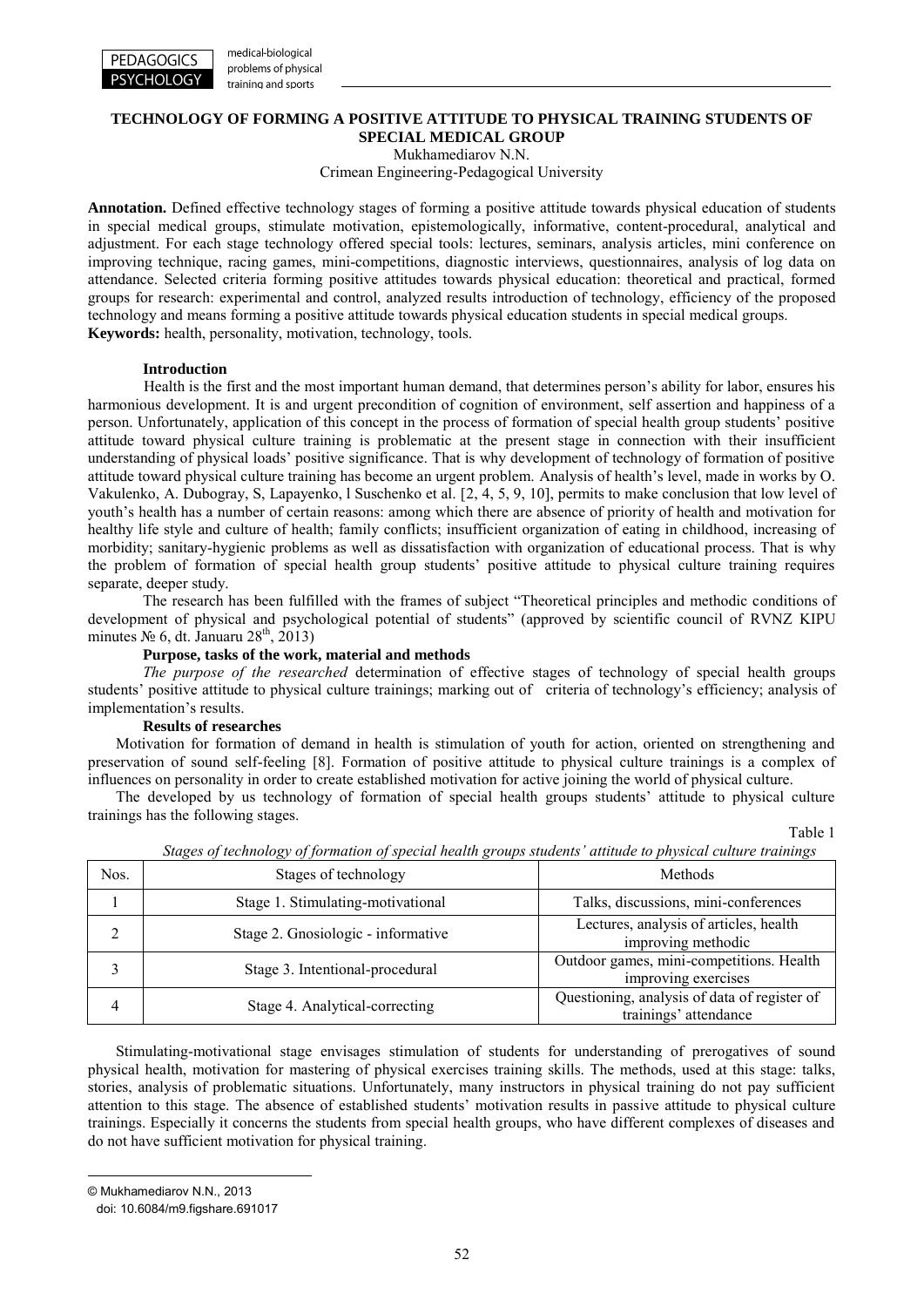# TECHNOLOGY OF FORMING A POSITIVE ATTITUDE TO PHYSICAL TRAINING STUDENTS OF SPECIAL MEDICAL GROUP

Mukhamediarov N.N.

Crimean Engineering-Pedagogical University

**Annotation.** Defined effective technology stages of forming a positive attitude towards physical education of students in special medical groups, stimulate motivation, epistemologically, informative, content-procedural, analytical and adjustment. For each stage technology offered special tools: lectures, seminars, analysis articles, mini conference on improving technique, racing games, mini-competitions, diagnostic interviews, questionnaires, analysis of log data on attendance. Selected criteria forming positive attitudes towards physical education: theoretical and practical, formed groups for research: experimental and control, analyzed results introduction of technology, efficiency of the proposed technology and means forming a positive attitude towards physical education students in special medical groups.

**Keywords:** health, personality, motivation, technology, tools.

## Introduction

Health is the first and the most important human demand, that determines person's ability for labor, ensures his harmonious development. It is and urgent precondition of cognition of environment, self assertion and happiness of a person. Unfortunately, application of this concept in the process of formation of special health group students' positive attitude toward physical culture training is problematic at the present stage in connection with their insufficient understanding of physical loads' positive significance. That is why development of technology of formation of positive attitude toward physical culture training has become an urgent problem. Analysis of health's level, made in works by O. Vakulenko, A. Dubogray, S, Lapayenko, l Suschenko et al. [2, 4, 5, 9, 10], permits to make conclusion that low level of youth's health has a number of certain reasons: among which there are absence of priority of health and motivation for healthy life style and culture of health; family conflicts; insufficient organization of eating in childhood, increasing of morbidity; sanitary-hygienic problems as well as dissatisfaction with organization of educational process. That is why the problem of formation of special health group students' positive attitude to physical culture training requires separate, deeper study.

The research has been fulfilled with the frames of subject "Theoretical principles and methodic conditions of development of physical and psychological potential of students" (approved by scientific council of RVNZ KIPU minutes № 6, dt. Januaru 28th, 2013)

## Purpose, tasks of the work, material and methods

*The purpose of the researched* determination of effective stages of technology of special health groups students' positive attitude to physical culture trainings; marking out of criteria of technology's efficiency; analysis of implementation's results.

## Results of researches

Motivation for formation of demand in health is stimulation of youth for action, oriented on strengthening and preservation of sound self-feeling [8]. Formation of positive attitude to physical culture trainings is a complex of influences on personality in order to create established motivation for active joining the world of physical culture.

The developed by us technology of formation of special health groups students' attitude to physical culture trainings has the following stages.

Table 1

*Stages of technology of formation of special health groups students' attitude to physical culture trainings*

| Nos. | Stages of technology | Methods |
|---|---|---|
| 1 | Stage 1. Stimulating-motivational | Talks, discussions, mini-conferences |
| 2 | Stage 2. Gnosiologic - informative | Lectures, analysis of articles, health improving methodic |
| 3 | Stage 3. Intentional-procedural | Outdoor games, mini-competitions. Health improving exercises |
| 4 | Stage 4. Analytical-correcting | Questioning, analysis of data of register of trainings' attendance |

Stimulating-motivational stage envisages stimulation of students for understanding of prerogatives of sound physical health, motivation for mastering of physical exercises training skills. The methods, used at this stage: talks, stories, analysis of problematic situations. Unfortunately, many instructors in physical training do not pay sufficient attention to this stage. The absence of established students' motivation results in passive attitude to physical culture trainings. Especially it concerns the students from special health groups, who have different complexes of diseases and do not have sufficient motivation for physical training.

© Mukhamediarov N.N., 2013

doi: 10.6084/m9.figshare.691017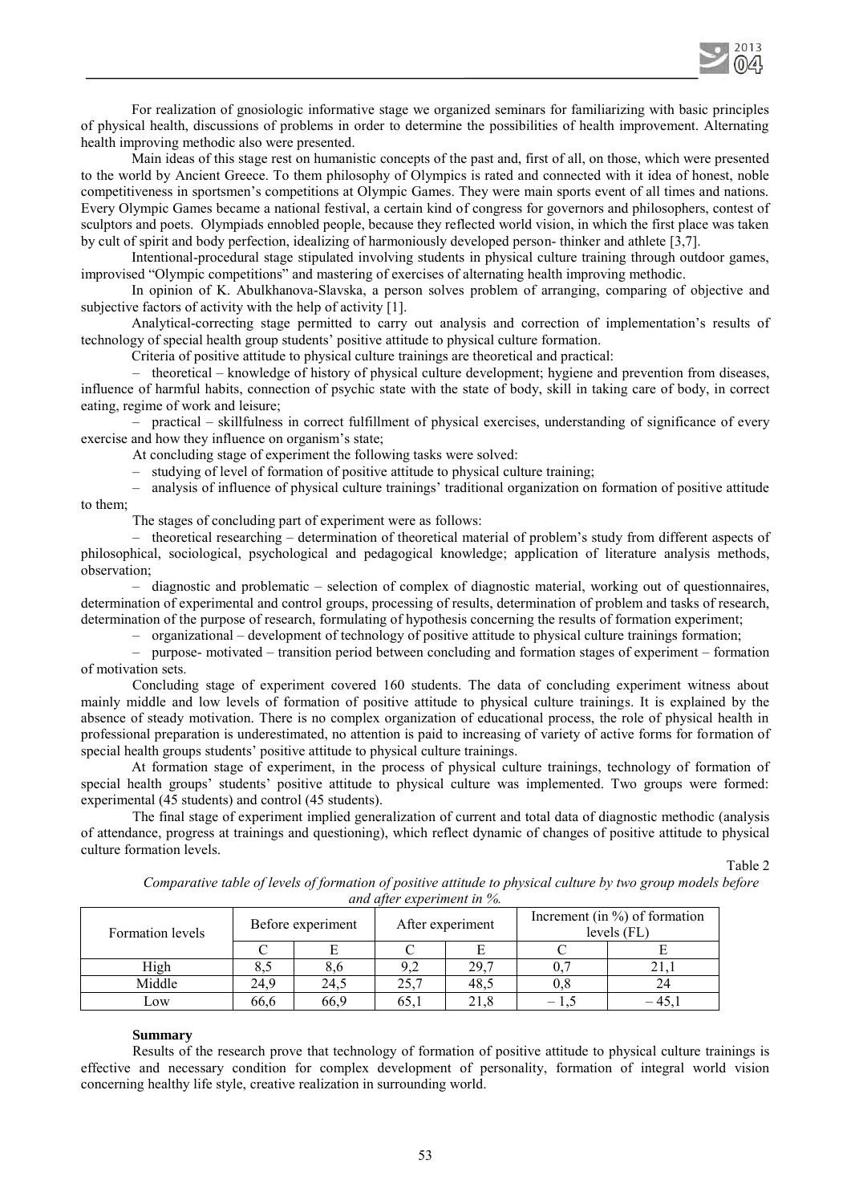For realization of gnosiologic informative stage we organized seminars for familiarizing with basic principles of physical health, discussions of problems in order to determine the possibilities of health improvement. Alternating health improving methodic also were presented.

Main ideas of this stage rest on humanistic concepts of the past and, first of all, on those, which were presented to the world by Ancient Greece. To them philosophy of Olympics is rated and connected with it idea of honest, noble competitiveness in sportsmen's competitions at Olympic Games. They were main sports event of all times and nations. Every Olympic Games became a national festival, a certain kind of congress for governors and philosophers, contest of sculptors and poets. Olympiads ennobled people, because they reflected world vision, in which the first place was taken by cult of spirit and body perfection, idealizing of harmoniously developed person- thinker and athlete [3,7].

Intentional-procedural stage stipulated involving students in physical culture training through outdoor games, improvised "Olympic competitions" and mastering of exercises of alternating health improving methodic.

In opinion of K. Abulkhanova-Slavska, a person solves problem of arranging, comparing of objective and subjective factors of activity with the help of activity [1].

Analytical-correcting stage permitted to carry out analysis and correction of implementation's results of technology of special health group students' positive attitude to physical culture formation.

Criteria of positive attitude to physical culture trainings are theoretical and practical:

– theoretical – knowledge of history of physical culture development; hygiene and prevention from diseases, influence of harmful habits, connection of psychic state with the state of body, skill in taking care of body, in correct eating, regime of work and leisure;

– practical – skillfulness in correct fulfillment of physical exercises, understanding of significance of every exercise and how they influence on organism's state;

At concluding stage of experiment the following tasks were solved:

– studying of level of formation of positive attitude to physical culture training;

– analysis of influence of physical culture trainings' traditional organization on formation of positive attitude to them;

The stages of concluding part of experiment were as follows:

– theoretical researching – determination of theoretical material of problem's study from different aspects of philosophical, sociological, psychological and pedagogical knowledge; application of literature analysis methods, observation;

– diagnostic and problematic – selection of complex of diagnostic material, working out of questionnaires, determination of experimental and control groups, processing of results, determination of problem and tasks of research, determination of the purpose of research, formulating of hypothesis concerning the results of formation experiment;

– organizational – development of technology of positive attitude to physical culture trainings formation;

– purpose- motivated – transition period between concluding and formation stages of experiment – formation of motivation sets.

Concluding stage of experiment covered 160 students. The data of concluding experiment witness about mainly middle and low levels of formation of positive attitude to physical culture trainings. It is explained by the absence of steady motivation. There is no complex organization of educational process, the role of physical health in professional preparation is underestimated, no attention is paid to increasing of variety of active forms for formation of special health groups students' positive attitude to physical culture trainings.

At formation stage of experiment, in the process of physical culture trainings, technology of formation of special health groups' students' positive attitude to physical culture was implemented. Two groups were formed: experimental (45 students) and control (45 students).

The final stage of experiment implied generalization of current and total data of diagnostic methodic (analysis of attendance, progress at trainings and questioning), which reflect dynamic of changes of positive attitude to physical culture formation levels.

Table 2

*Comparative table of levels of formation of positive attitude to physical culture by two group models before and after experiment in %.*

| Formation levels | Before experiment | | After experiment | | Increment (in %) of formation levels (FL) | |
|---|---|---|---|---|---|---|
| | C | E | C | E | C | E |
| High | 8,5 | 8,6 | 9,2 | 29,7 | 0,7 | 21,1 |
| Middle | 24,9 | 24,5 | 25,7 | 48,5 | 0,8 | 24 |
| Low | 66,6 | 66,9 | 65,1 | 21,8 | – 1,5 | – 45,1 |

**Summary**

Results of the research prove that technology of formation of positive attitude to physical culture trainings is effective and necessary condition for complex development of personality, formation of integral world vision concerning healthy life style, creative realization in surrounding world.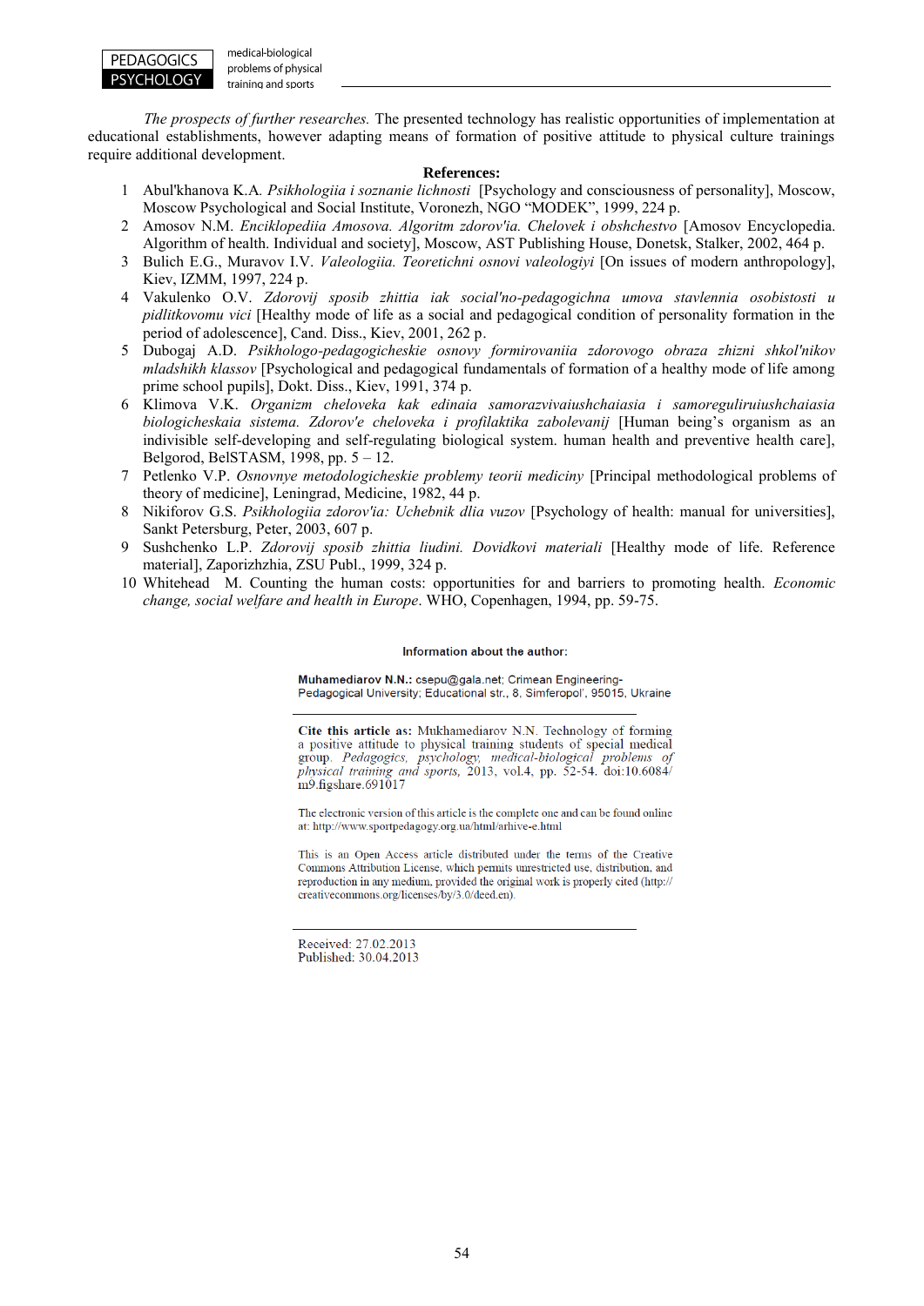*The prospects of further researches.* The presented technology has realistic opportunities of implementation at educational establishments, however adapting means of formation of positive attitude to physical culture trainings require additional development.

## References:

1. Abul'khanova K.A. *Psikhologiia i soznanie lichnosti* [Psychology and consciousness of personality], Moscow, Moscow Psychological and Social Institute, Voronezh, NGO "MODEK", 1999, 224 p.
2. Amosov N.M. *Enciklopediia Amosova. Algoritm zdorov'ia. Chelovek i obshchestvo* [Amosov Encyclopedia. Algorithm of health. Individual and society], Moscow, AST Publishing House, Donetsk, Stalker, 2002, 464 p.
3. Bulich E.G., Muravov I.V. *Valeologiia. Teoretichni osnovi valeologiyi* [On issues of modern anthropology], Kiev, IZMM, 1997, 224 p.
4. Vakulenko O.V. *Zdorovij sposib zhittia iak social'no-pedagogichna umova stavlennia osobistosti u pidlitkovomu vici* [Healthy mode of life as a social and pedagogical condition of personality formation in the period of adolescence], Cand. Diss., Kiev, 2001, 262 p.
5. Dubogaj A.D. *Psikhologo-pedagogicheskie osnovy formirovaniia zdorovogo obraza zhizni shkol'nikov mladshikh klassov* [Psychological and pedagogical fundamentals of formation of a healthy mode of life among prime school pupils], Dokt. Diss., Kiev, 1991, 374 p.
6. Klimova V.K. *Organizm cheloveka kak edinaia samorazvivaiushchaiasia i samoreguliruiushchaiasia biologicheskaia sistema. Zdorov'e cheloveka i profilaktika zabolevanij* [Human being's organism as an indivisible self-developing and self-regulating biological system. human health and preventive health care], Belgorod, BelSTASM, 1998, pp. 5 – 12.
7. Petlenko V.P. *Osnovnye metodologicheskie problemy teorii mediciny* [Principal methodological problems of theory of medicine], Leningrad, Medicine, 1982, 44 p.
8. Nikiforov G.S. *Psikhologiia zdorov'ia: Uchebnik dlia vuzov* [Psychology of health: manual for universities], Sankt Petersburg, Peter, 2003, 607 p.
9. Sushchenko L.P. *Zdorovij sposib zhittia liudini. Dovidkovi materiali* [Healthy mode of life. Reference material], Zaporizhzhia, ZSU Publ., 1999, 324 p.
10. Whitehead M. Counting the human costs: opportunities for and barriers to promoting health. *Economic change, social welfare and health in Europe*. WHO, Copenhagen, 1994, pp. 59-75.

**Information about the author:**

**Muhamediarov N.N.:** csepu@gala.net; Crimean Engineering-Pedagogical University; Educational str., 8, Simferopol', 95015, Ukraine

**Cite this article as:** Mukhamediarov N.N. Technology of forming a positive attitude to physical training students of special medical group. *Pedagogics, psychology, medical-biological problems of physical training and sports,* 2013, vol.4, pp. 52-54. doi:10.6084/m9.figshare.691017

The electronic version of this article is the complete one and can be found online at: http://www.sportpedagogy.org.ua/html/arhive-e.html

This is an Open Access article distributed under the terms of the Creative Commons Attribution License, which permits unrestricted use, distribution, and reproduction in any medium, provided the original work is properly cited (http://creativecommons.org/licenses/by/3.0/deed.en).

Received: 27.02.2013
Published: 30.04.2013